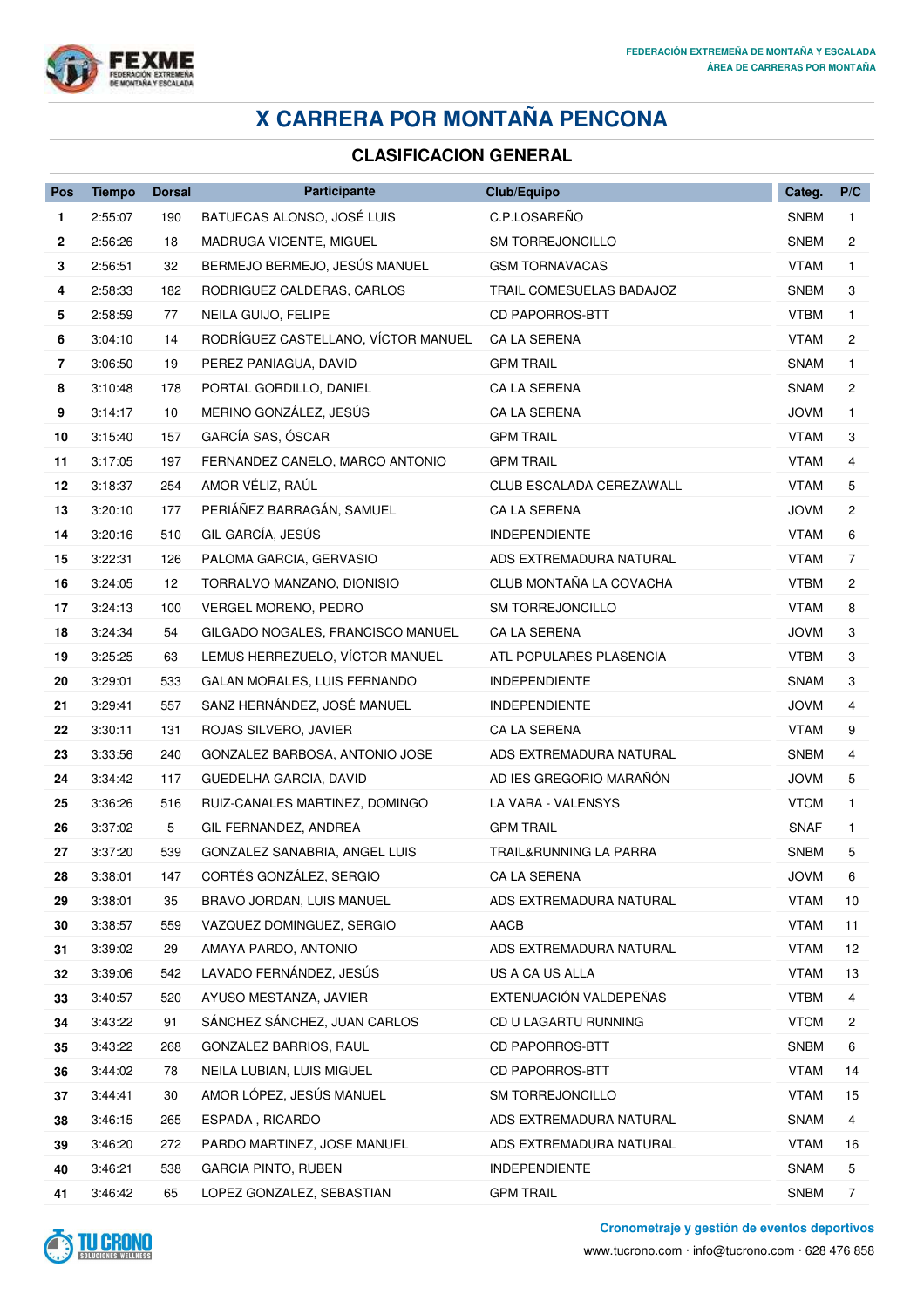# X CARRERA POR MONTAÑA PENCONA

## CLASIFICACION GENERAL

| Pos | Tiempo | Dorsal | Participante | Club/Equipo | Categ. | P/C |
|---|---|---|---|---|---|---|
| 1 | 2:55:07 | 190 | BATUECAS ALONSO, JOSÉ LUIS | C.P.LOSAREÑO | SNBM | 1 |
| 2 | 2:56:26 | 18 | MADRUGA VICENTE, MIGUEL | SM TORREJONCILLO | SNBM | 2 |
| 3 | 2:56:51 | 32 | BERMEJO BERMEJO, JESÚS MANUEL | GSM TORNAVACAS | VTAM | 1 |
| 4 | 2:58:33 | 182 | RODRIGUEZ CALDERAS, CARLOS | TRAIL COMESUELAS BADAJOZ | SNBM | 3 |
| 5 | 2:58:59 | 77 | NEILA GUIJO, FELIPE | CD PAPORROS-BTT | VTBM | 1 |
| 6 | 3:04:10 | 14 | RODRÍGUEZ CASTELLANO, VÍCTOR MANUEL | CA LA SERENA | VTAM | 2 |
| 7 | 3:06:50 | 19 | PEREZ PANIAGUA, DAVID | GPM TRAIL | SNAM | 1 |
| 8 | 3:10:48 | 178 | PORTAL GORDILLO, DANIEL | CA LA SERENA | SNAM | 2 |
| 9 | 3:14:17 | 10 | MERINO GONZÁLEZ, JESÚS | CA LA SERENA | JOVM | 1 |
| 10 | 3:15:40 | 157 | GARCÍA SAS, ÓSCAR | GPM TRAIL | VTAM | 3 |
| 11 | 3:17:05 | 197 | FERNANDEZ CANELO, MARCO ANTONIO | GPM TRAIL | VTAM | 4 |
| 12 | 3:18:37 | 254 | AMOR VÉLIZ, RAÚL | CLUB ESCALADA CEREZAWALL | VTAM | 5 |
| 13 | 3:20:10 | 177 | PERIÁÑEZ BARRAGÁN, SAMUEL | CA LA SERENA | JOVM | 2 |
| 14 | 3:20:16 | 510 | GIL GARCÍA, JESÚS | INDEPENDIENTE | VTAM | 6 |
| 15 | 3:22:31 | 126 | PALOMA GARCIA, GERVASIO | ADS EXTREMADURA NATURAL | VTAM | 7 |
| 16 | 3:24:05 | 12 | TORRALVO MANZANO, DIONISIO | CLUB MONTAÑA LA COVACHA | VTBM | 2 |
| 17 | 3:24:13 | 100 | VERGEL MORENO, PEDRO | SM TORREJONCILLO | VTAM | 8 |
| 18 | 3:24:34 | 54 | GILGADO NOGALES, FRANCISCO MANUEL | CA LA SERENA | JOVM | 3 |
| 19 | 3:25:25 | 63 | LEMUS HERREZUELO, VÍCTOR MANUEL | ATL POPULARES PLASENCIA | VTBM | 3 |
| 20 | 3:29:01 | 533 | GALAN MORALES, LUIS FERNANDO | INDEPENDIENTE | SNAM | 3 |
| 21 | 3:29:41 | 557 | SANZ HERNÁNDEZ, JOSÉ MANUEL | INDEPENDIENTE | JOVM | 4 |
| 22 | 3:30:11 | 131 | ROJAS SILVERO, JAVIER | CA LA SERENA | VTAM | 9 |
| 23 | 3:33:56 | 240 | GONZALEZ BARBOSA, ANTONIO JOSE | ADS EXTREMADURA NATURAL | SNBM | 4 |
| 24 | 3:34:42 | 117 | GUEDELHA GARCIA, DAVID | AD IES GREGORIO MARAÑÓN | JOVM | 5 |
| 25 | 3:36:26 | 516 | RUIZ-CANALES MARTINEZ, DOMINGO | LA VARA - VALENSYS | VTCM | 1 |
| 26 | 3:37:02 | 5 | GIL FERNANDEZ, ANDREA | GPM TRAIL | SNAF | 1 |
| 27 | 3:37:20 | 539 | GONZALEZ SANABRIA, ANGEL LUIS | TRAIL&RUNNING LA PARRA | SNBM | 5 |
| 28 | 3:38:01 | 147 | CORTÉS GONZÁLEZ, SERGIO | CA LA SERENA | JOVM | 6 |
| 29 | 3:38:01 | 35 | BRAVO JORDAN, LUIS MANUEL | ADS EXTREMADURA NATURAL | VTAM | 10 |
| 30 | 3:38:57 | 559 | VAZQUEZ DOMINGUEZ, SERGIO | AACB | VTAM | 11 |
| 31 | 3:39:02 | 29 | AMAYA PARDO, ANTONIO | ADS EXTREMADURA NATURAL | VTAM | 12 |
| 32 | 3:39:06 | 542 | LAVADO FERNÁNDEZ, JESÚS | US A CA US ALLA | VTAM | 13 |
| 33 | 3:40:57 | 520 | AYUSO MESTANZA, JAVIER | EXTENUACIÓN VALDEPEÑAS | VTBM | 4 |
| 34 | 3:43:22 | 91 | SÁNCHEZ SÁNCHEZ, JUAN CARLOS | CD U LAGARTU RUNNING | VTCM | 2 |
| 35 | 3:43:22 | 268 | GONZALEZ BARRIOS, RAUL | CD PAPORROS-BTT | SNBM | 6 |
| 36 | 3:44:02 | 78 | NEILA LUBIAN, LUIS MIGUEL | CD PAPORROS-BTT | VTAM | 14 |
| 37 | 3:44:41 | 30 | AMOR LÓPEZ, JESÚS MANUEL | SM TORREJONCILLO | VTAM | 15 |
| 38 | 3:46:15 | 265 | ESPADA , RICARDO | ADS EXTREMADURA NATURAL | SNAM | 4 |
| 39 | 3:46:20 | 272 | PARDO MARTINEZ, JOSE MANUEL | ADS EXTREMADURA NATURAL | VTAM | 16 |
| 40 | 3:46:21 | 538 | GARCIA PINTO, RUBEN | INDEPENDIENTE | SNAM | 5 |
| 41 | 3:46:42 | 65 | LOPEZ GONZALEZ, SEBASTIAN | GPM TRAIL | SNBM | 7 |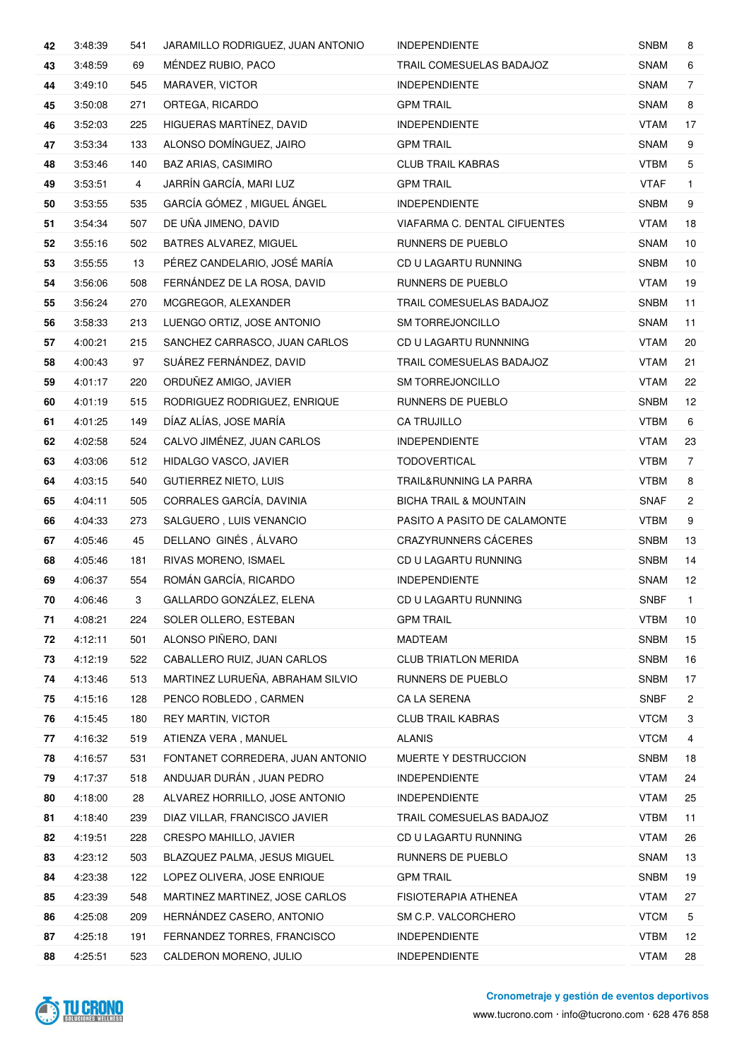| | | | | | | |
|---|---|---|---|---|---|---|
| **42** | 3:48:39 | 541 | JARAMILLO RODRIGUEZ, JUAN ANTONIO | INDEPENDIENTE | SNBM | 8 |
| **43** | 3:48:59 | 69 | MÉNDEZ RUBIO, PACO | TRAIL COMESUELAS BADAJOZ | SNAM | 6 |
| **44** | 3:49:10 | 545 | MARAVER, VICTOR | INDEPENDIENTE | SNAM | 7 |
| **45** | 3:50:08 | 271 | ORTEGA, RICARDO | GPM TRAIL | SNAM | 8 |
| **46** | 3:52:03 | 225 | HIGUERAS MARTÍNEZ, DAVID | INDEPENDIENTE | VTAM | 17 |
| **47** | 3:53:34 | 133 | ALONSO DOMÍNGUEZ, JAIRO | GPM TRAIL | SNAM | 9 |
| **48** | 3:53:46 | 140 | BAZ ARIAS, CASIMIRO | CLUB TRAIL KABRAS | VTBM | 5 |
| **49** | 3:53:51 | 4 | JARRÍN GARCÍA, MARI LUZ | GPM TRAIL | VTAF | 1 |
| **50** | 3:53:55 | 535 | GARCÍA GÓMEZ , MIGUEL ÁNGEL | INDEPENDIENTE | SNBM | 9 |
| **51** | 3:54:34 | 507 | DE UÑA JIMENO, DAVID | VIAFARMA C. DENTAL CIFUENTES | VTAM | 18 |
| **52** | 3:55:16 | 502 | BATRES ALVAREZ, MIGUEL | RUNNERS DE PUEBLO | SNAM | 10 |
| **53** | 3:55:55 | 13 | PÉREZ CANDELARIO, JOSÉ MARÍA | CD U LAGARTU RUNNING | SNBM | 10 |
| **54** | 3:56:06 | 508 | FERNÁNDEZ DE LA ROSA, DAVID | RUNNERS DE PUEBLO | VTAM | 19 |
| **55** | 3:56:24 | 270 | MCGREGOR, ALEXANDER | TRAIL COMESUELAS BADAJOZ | SNBM | 11 |
| **56** | 3:58:33 | 213 | LUENGO ORTIZ, JOSE ANTONIO | SM TORREJONCILLO | SNAM | 11 |
| **57** | 4:00:21 | 215 | SANCHEZ CARRASCO, JUAN CARLOS | CD U LAGARTU RUNNNING | VTAM | 20 |
| **58** | 4:00:43 | 97 | SUÁREZ FERNÁNDEZ, DAVID | TRAIL COMESUELAS BADAJOZ | VTAM | 21 |
| **59** | 4:01:17 | 220 | ORDUÑEZ AMIGO, JAVIER | SM TORREJONCILLO | VTAM | 22 |
| **60** | 4:01:19 | 515 | RODRIGUEZ RODRIGUEZ, ENRIQUE | RUNNERS DE PUEBLO | SNBM | 12 |
| **61** | 4:01:25 | 149 | DÍAZ ALÍAS, JOSE MARÍA | CA TRUJILLO | VTBM | 6 |
| **62** | 4:02:58 | 524 | CALVO JIMÉNEZ, JUAN CARLOS | INDEPENDIENTE | VTAM | 23 |
| **63** | 4:03:06 | 512 | HIDALGO VASCO, JAVIER | TODOVERTICAL | VTBM | 7 |
| **64** | 4:03:15 | 540 | GUTIERREZ NIETO, LUIS | TRAIL&RUNNING LA PARRA | VTBM | 8 |
| **65** | 4:04:11 | 505 | CORRALES GARCÍA, DAVINIA | BICHA TRAIL & MOUNTAIN | SNAF | 2 |
| **66** | 4:04:33 | 273 | SALGUERO , LUIS VENANCIO | PASITO A PASITO DE CALAMONTE | VTBM | 9 |
| **67** | 4:05:46 | 45 | DELLANO GINÉS , ÁLVARO | CRAZYRUNNERS CÁCERES | SNBM | 13 |
| **68** | 4:05:46 | 181 | RIVAS MORENO, ISMAEL | CD U LAGARTU RUNNING | SNBM | 14 |
| **69** | 4:06:37 | 554 | ROMÁN GARCÍA, RICARDO | INDEPENDIENTE | SNAM | 12 |
| **70** | 4:06:46 | 3 | GALLARDO GONZÁLEZ, ELENA | CD U LAGARTU RUNNING | SNBF | 1 |
| **71** | 4:08:21 | 224 | SOLER OLLERO, ESTEBAN | GPM TRAIL | VTBM | 10 |
| **72** | 4:12:11 | 501 | ALONSO PIÑERO, DANI | MADTEAM | SNBM | 15 |
| **73** | 4:12:19 | 522 | CABALLERO RUIZ, JUAN CARLOS | CLUB TRIATLON MERIDA | SNBM | 16 |
| **74** | 4:13:46 | 513 | MARTINEZ LURUEÑA, ABRAHAM SILVIO | RUNNERS DE PUEBLO | SNBM | 17 |
| **75** | 4:15:16 | 128 | PENCO ROBLEDO , CARMEN | CA LA SERENA | SNBF | 2 |
| **76** | 4:15:45 | 180 | REY MARTIN, VICTOR | CLUB TRAIL KABRAS | VTCM | 3 |
| **77** | 4:16:32 | 519 | ATIENZA VERA , MANUEL | ALANIS | VTCM | 4 |
| **78** | 4:16:57 | 531 | FONTANET CORREDERA, JUAN ANTONIO | MUERTE Y DESTRUCCION | SNBM | 18 |
| **79** | 4:17:37 | 518 | ANDUJAR DURÁN , JUAN PEDRO | INDEPENDIENTE | VTAM | 24 |
| **80** | 4:18:00 | 28 | ALVAREZ HORRILLO, JOSE ANTONIO | INDEPENDIENTE | VTAM | 25 |
| **81** | 4:18:40 | 239 | DIAZ VILLAR, FRANCISCO JAVIER | TRAIL COMESUELAS BADAJOZ | VTBM | 11 |
| **82** | 4:19:51 | 228 | CRESPO MAHILLO, JAVIER | CD U LAGARTU RUNNING | VTAM | 26 |
| **83** | 4:23:12 | 503 | BLAZQUEZ PALMA, JESUS MIGUEL | RUNNERS DE PUEBLO | SNAM | 13 |
| **84** | 4:23:38 | 122 | LOPEZ OLIVERA, JOSE ENRIQUE | GPM TRAIL | SNBM | 19 |
| **85** | 4:23:39 | 548 | MARTINEZ MARTINEZ, JOSE CARLOS | FISIOTERAPIA ATHENEA | VTAM | 27 |
| **86** | 4:25:08 | 209 | HERNÁNDEZ CASERO, ANTONIO | SM C.P. VALCORCHERO | VTCM | 5 |
| **87** | 4:25:18 | 191 | FERNANDEZ TORRES, FRANCISCO | INDEPENDIENTE | VTBM | 12 |
| **88** | 4:25:51 | 523 | CALDERON MORENO, JULIO | INDEPENDIENTE | VTAM | 28 |

**Cronometraje y gestión de eventos deportivos**

www.tucrono.com · info@tucrono.com · 628 476 858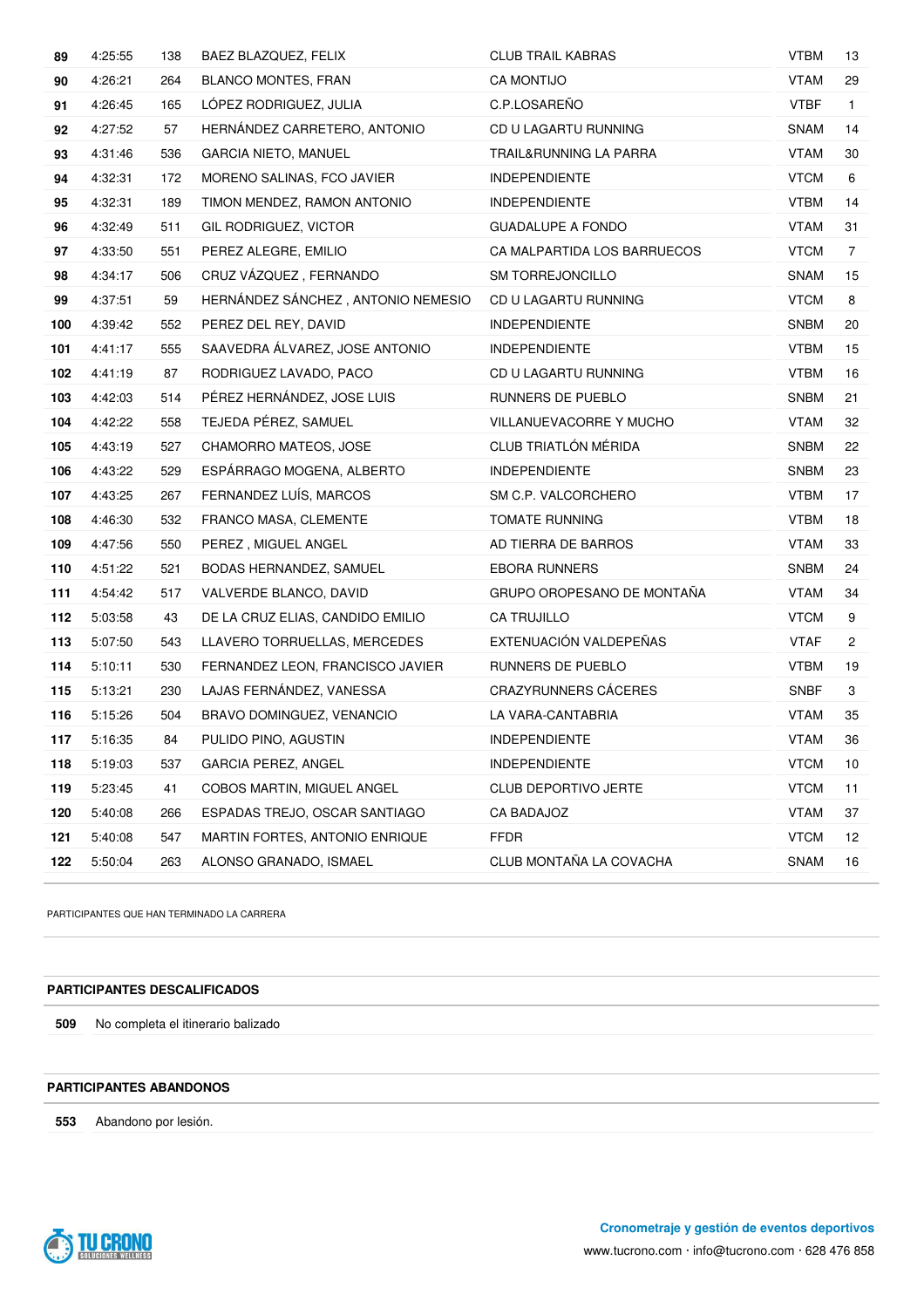| | | | | | | |
|---|---|---|---|---|---|---|
| **89** | 4:25:55 | 138 | BAEZ BLAZQUEZ, FELIX | CLUB TRAIL KABRAS | VTBM | 13 |
| **90** | 4:26:21 | 264 | BLANCO MONTES, FRAN | CA MONTIJO | VTAM | 29 |
| **91** | 4:26:45 | 165 | LÓPEZ RODRIGUEZ, JULIA | C.P.LOSAREÑO | VTBF | 1 |
| **92** | 4:27:52 | 57 | HERNÁNDEZ CARRETERO, ANTONIO | CD U LAGARTU RUNNING | SNAM | 14 |
| **93** | 4:31:46 | 536 | GARCIA NIETO, MANUEL | TRAIL&RUNNING LA PARRA | VTAM | 30 |
| **94** | 4:32:31 | 172 | MORENO SALINAS, FCO JAVIER | INDEPENDIENTE | VTCM | 6 |
| **95** | 4:32:31 | 189 | TIMON MENDEZ, RAMON ANTONIO | INDEPENDIENTE | VTBM | 14 |
| **96** | 4:32:49 | 511 | GIL RODRIGUEZ, VICTOR | GUADALUPE A FONDO | VTAM | 31 |
| **97** | 4:33:50 | 551 | PEREZ ALEGRE, EMILIO | CA MALPARTIDA LOS BARRUECOS | VTCM | 7 |
| **98** | 4:34:17 | 506 | CRUZ VÁZQUEZ , FERNANDO | SM TORREJONCILLO | SNAM | 15 |
| **99** | 4:37:51 | 59 | HERNÁNDEZ SÁNCHEZ , ANTONIO NEMESIO | CD U LAGARTU RUNNING | VTCM | 8 |
| **100** | 4:39:42 | 552 | PEREZ DEL REY, DAVID | INDEPENDIENTE | SNBM | 20 |
| **101** | 4:41:17 | 555 | SAAVEDRA ÁLVAREZ, JOSE ANTONIO | INDEPENDIENTE | VTBM | 15 |
| **102** | 4:41:19 | 87 | RODRIGUEZ LAVADO, PACO | CD U LAGARTU RUNNING | VTBM | 16 |
| **103** | 4:42:03 | 514 | PÉREZ HERNÁNDEZ, JOSE LUIS | RUNNERS DE PUEBLO | SNBM | 21 |
| **104** | 4:42:22 | 558 | TEJEDA PÉREZ, SAMUEL | VILLANUEVACORRE Y MUCHO | VTAM | 32 |
| **105** | 4:43:19 | 527 | CHAMORRO MATEOS, JOSE | CLUB TRIATLÓN MÉRIDA | SNBM | 22 |
| **106** | 4:43:22 | 529 | ESPÁRRAGO MOGENA, ALBERTO | INDEPENDIENTE | SNBM | 23 |
| **107** | 4:43:25 | 267 | FERNANDEZ LUÍS, MARCOS | SM C.P. VALCORCHERO | VTBM | 17 |
| **108** | 4:46:30 | 532 | FRANCO MASA, CLEMENTE | TOMATE RUNNING | VTBM | 18 |
| **109** | 4:47:56 | 550 | PEREZ , MIGUEL ANGEL | AD TIERRA DE BARROS | VTAM | 33 |
| **110** | 4:51:22 | 521 | BODAS HERNANDEZ, SAMUEL | EBORA RUNNERS | SNBM | 24 |
| **111** | 4:54:42 | 517 | VALVERDE BLANCO, DAVID | GRUPO OROPESANO DE MONTAÑA | VTAM | 34 |
| **112** | 5:03:58 | 43 | DE LA CRUZ ELIAS, CANDIDO EMILIO | CA TRUJILLO | VTCM | 9 |
| **113** | 5:07:50 | 543 | LLAVERO TORRUELLAS, MERCEDES | EXTENUACIÓN VALDEPEÑAS | VTAF | 2 |
| **114** | 5:10:11 | 530 | FERNANDEZ LEON, FRANCISCO JAVIER | RUNNERS DE PUEBLO | VTBM | 19 |
| **115** | 5:13:21 | 230 | LAJAS FERNÁNDEZ, VANESSA | CRAZYRUNNERS CÁCERES | SNBF | 3 |
| **116** | 5:15:26 | 504 | BRAVO DOMINGUEZ, VENANCIO | LA VARA-CANTABRIA | VTAM | 35 |
| **117** | 5:16:35 | 84 | PULIDO PINO, AGUSTIN | INDEPENDIENTE | VTAM | 36 |
| **118** | 5:19:03 | 537 | GARCIA PEREZ, ANGEL | INDEPENDIENTE | VTCM | 10 |
| **119** | 5:23:45 | 41 | COBOS MARTIN, MIGUEL ANGEL | CLUB DEPORTIVO JERTE | VTCM | 11 |
| **120** | 5:40:08 | 266 | ESPADAS TREJO, OSCAR SANTIAGO | CA BADAJOZ | VTAM | 37 |
| **121** | 5:40:08 | 547 | MARTIN FORTES, ANTONIO ENRIQUE | FFDR | VTCM | 12 |
| **122** | 5:50:04 | 263 | ALONSO GRANADO, ISMAEL | CLUB MONTAÑA LA COVACHA | SNAM | 16 |

PARTICIPANTES QUE HAN TERMINADO LA CARRERA

**PARTICIPANTES DESCALIFICADOS**

**509** No completa el itinerario balizado

**PARTICIPANTES ABANDONOS**

**553** Abandono por lesión.

**Cronometraje y gestión de eventos deportivos**
www.tucrono.com · info@tucrono.com · 628 476 858